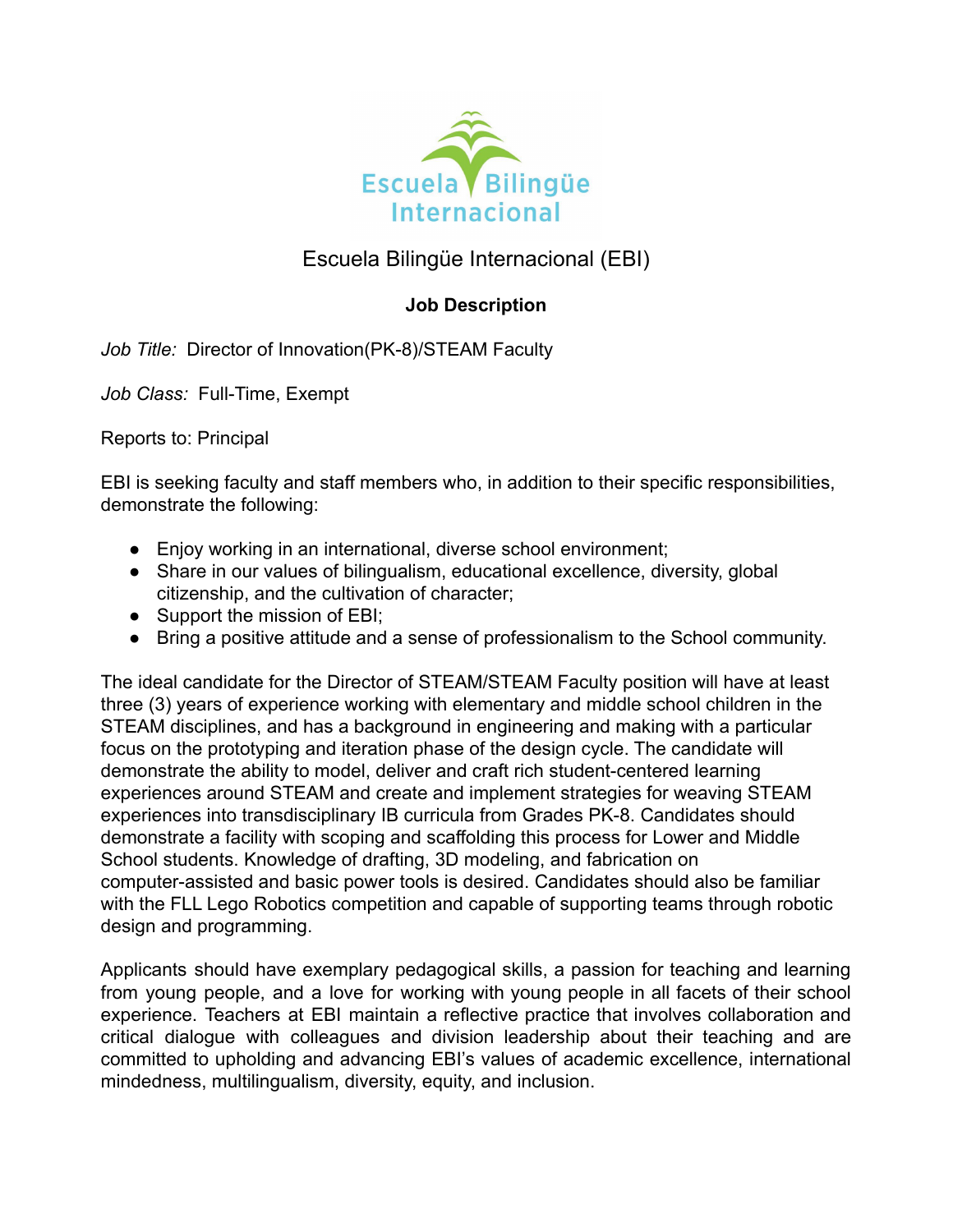# Escuela Bilingüe Internacional (EBI)

## Job Description

*Job Title:* Director of Innovation(PK-8)/STEAM Faculty

*Job Class:* Full-Time, Exempt

Reports to: Principal

EBI is seeking faculty and staff members who, in addition to their specific responsibilities, demonstrate the following:

- Enjoy working in an international, diverse school environment;
- Share in our values of bilingualism, educational excellence, diversity, global citizenship, and the cultivation of character;
- Support the mission of EBI;
- Bring a positive attitude and a sense of professionalism to the School community.

The ideal candidate for the Director of STEAM/STEAM Faculty position will have at least three (3) years of experience working with elementary and middle school children in the STEAM disciplines, and has a background in engineering and making with a particular focus on the prototyping and iteration phase of the design cycle. The candidate will demonstrate the ability to model, deliver and craft rich student-centered learning experiences around STEAM and create and implement strategies for weaving STEAM experiences into transdisciplinary IB curricula from Grades PK-8. Candidates should demonstrate a facility with scoping and scaffolding this process for Lower and Middle School students. Knowledge of drafting, 3D modeling, and fabrication on computer-assisted and basic power tools is desired. Candidates should also be familiar with the FLL Lego Robotics competition and capable of supporting teams through robotic design and programming.

Applicants should have exemplary pedagogical skills, a passion for teaching and learning from young people, and a love for working with young people in all facets of their school experience. Teachers at EBI maintain a reflective practice that involves collaboration and critical dialogue with colleagues and division leadership about their teaching and are committed to upholding and advancing EBI's values of academic excellence, international mindedness, multilingualism, diversity, equity, and inclusion.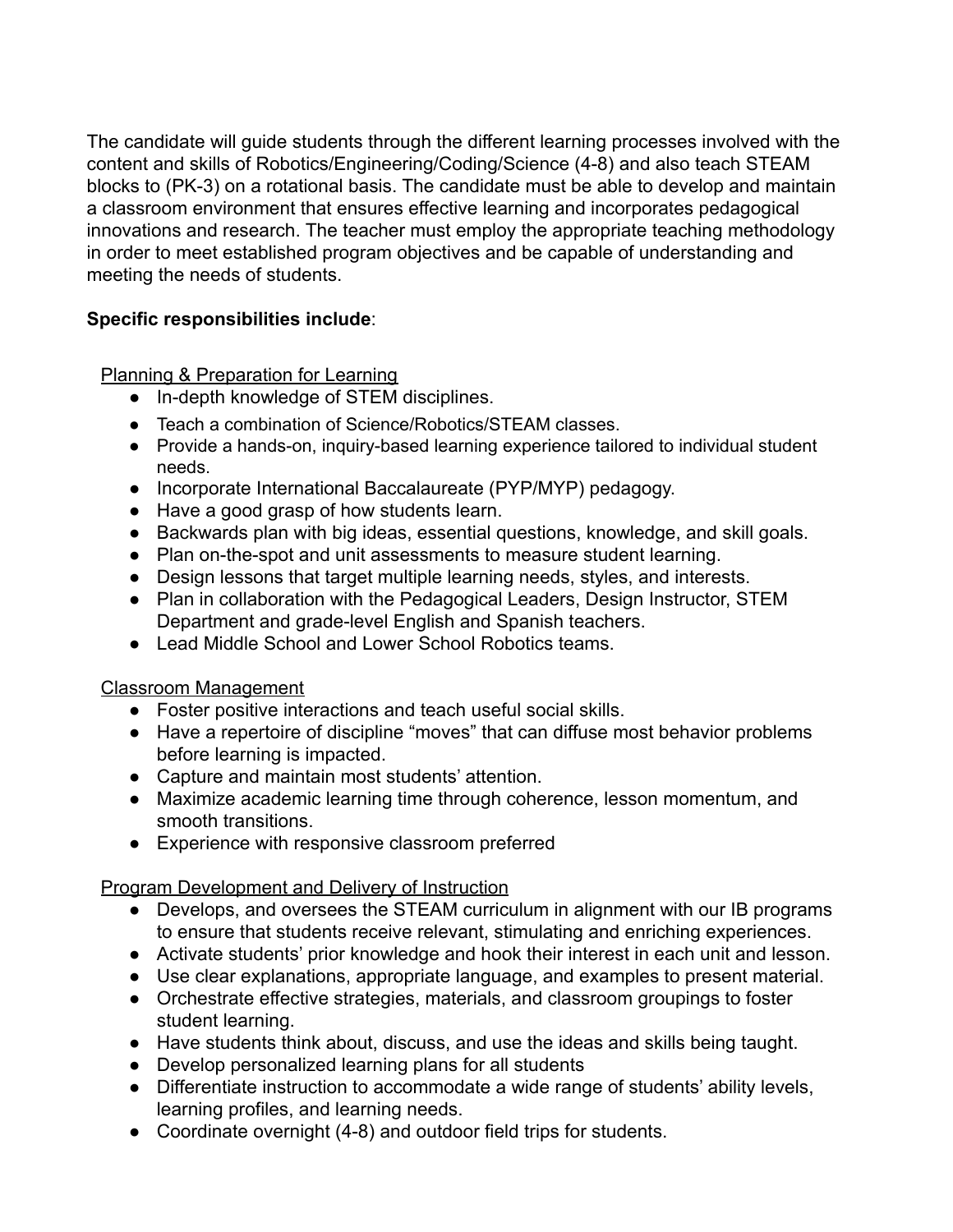The candidate will guide students through the different learning processes involved with the content and skills of Robotics/Engineering/Coding/Science (4-8) and also teach STEAM blocks to (PK-3) on a rotational basis. The candidate must be able to develop and maintain a classroom environment that ensures effective learning and incorporates pedagogical innovations and research. The teacher must employ the appropriate teaching methodology in order to meet established program objectives and be capable of understanding and meeting the needs of students.

**Specific responsibilities include**:

<u>Planning & Preparation for Learning</u>

- In-depth knowledge of STEM disciplines.
- Teach a combination of Science/Robotics/STEAM classes.
- Provide a hands-on, inquiry-based learning experience tailored to individual student needs.
- Incorporate International Baccalaureate (PYP/MYP) pedagogy.
- Have a good grasp of how students learn.
- Backwards plan with big ideas, essential questions, knowledge, and skill goals.
- Plan on-the-spot and unit assessments to measure student learning.
- Design lessons that target multiple learning needs, styles, and interests.
- Plan in collaboration with the Pedagogical Leaders, Design Instructor, STEM Department and grade-level English and Spanish teachers.
- Lead Middle School and Lower School Robotics teams.

<u>Classroom Management</u>

- Foster positive interactions and teach useful social skills.
- Have a repertoire of discipline "moves" that can diffuse most behavior problems before learning is impacted.
- Capture and maintain most students' attention.
- Maximize academic learning time through coherence, lesson momentum, and smooth transitions.
- Experience with responsive classroom preferred

<u>Program Development and Delivery of Instruction</u>

- Develops, and oversees the STEAM curriculum in alignment with our IB programs to ensure that students receive relevant, stimulating and enriching experiences.
- Activate students' prior knowledge and hook their interest in each unit and lesson.
- Use clear explanations, appropriate language, and examples to present material.
- Orchestrate effective strategies, materials, and classroom groupings to foster student learning.
- Have students think about, discuss, and use the ideas and skills being taught.
- Develop personalized learning plans for all students
- Differentiate instruction to accommodate a wide range of students' ability levels, learning profiles, and learning needs.
- Coordinate overnight (4-8) and outdoor field trips for students.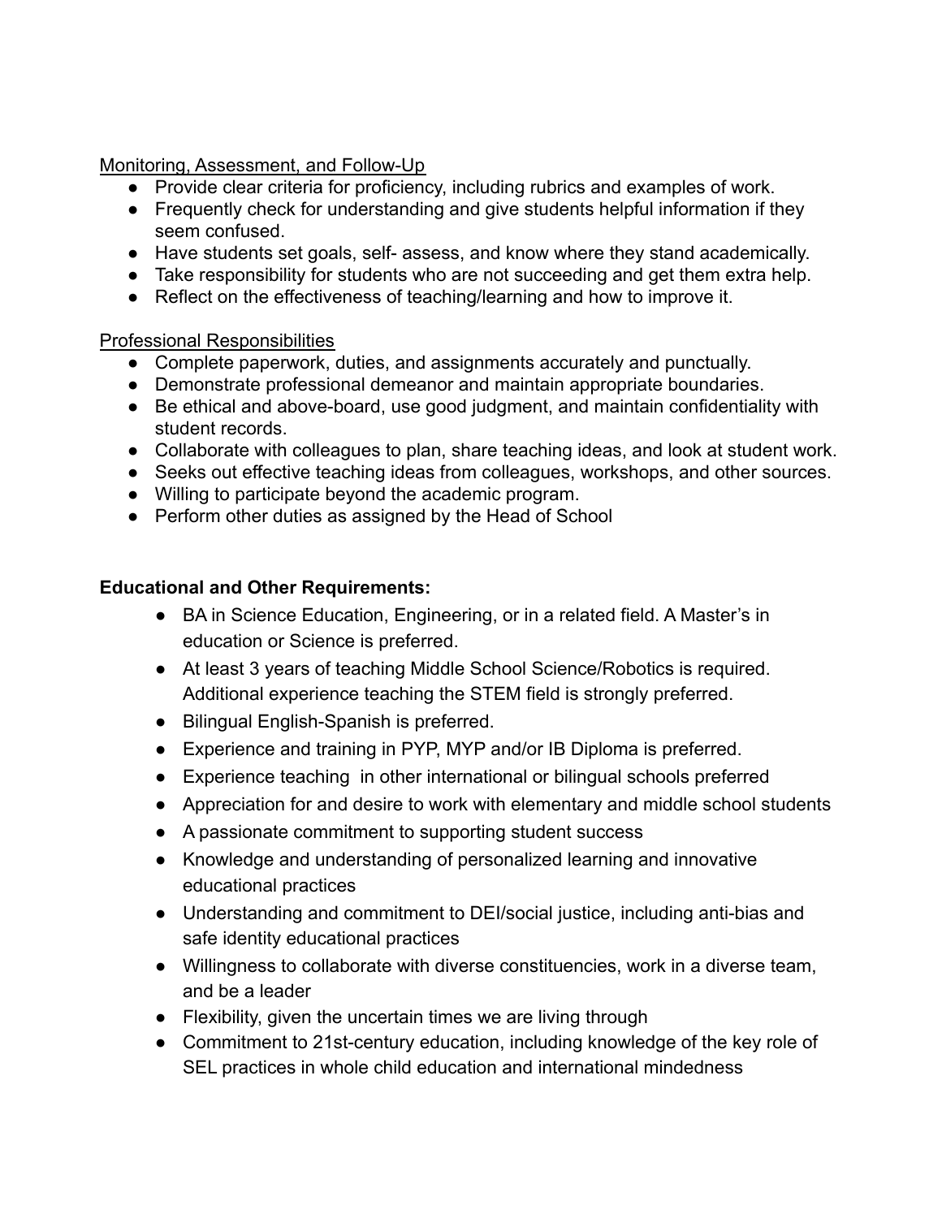Monitoring, Assessment, and Follow-Up

- Provide clear criteria for proficiency, including rubrics and examples of work.
- Frequently check for understanding and give students helpful information if they seem confused.
- Have students set goals, self- assess, and know where they stand academically.
- Take responsibility for students who are not succeeding and get them extra help.
- Reflect on the effectiveness of teaching/learning and how to improve it.

Professional Responsibilities

- Complete paperwork, duties, and assignments accurately and punctually.
- Demonstrate professional demeanor and maintain appropriate boundaries.
- Be ethical and above-board, use good judgment, and maintain confidentiality with student records.
- Collaborate with colleagues to plan, share teaching ideas, and look at student work.
- Seeks out effective teaching ideas from colleagues, workshops, and other sources.
- Willing to participate beyond the academic program.
- Perform other duties as assigned by the Head of School

**Educational and Other Requirements:**

- BA in Science Education, Engineering, or in a related field. A Master's in education or Science is preferred.
- At least 3 years of teaching Middle School Science/Robotics is required. Additional experience teaching the STEM field is strongly preferred.
- Bilingual English-Spanish is preferred.
- Experience and training in PYP, MYP and/or IB Diploma is preferred.
- Experience teaching in other international or bilingual schools preferred
- Appreciation for and desire to work with elementary and middle school students
- A passionate commitment to supporting student success
- Knowledge and understanding of personalized learning and innovative educational practices
- Understanding and commitment to DEI/social justice, including anti-bias and safe identity educational practices
- Willingness to collaborate with diverse constituencies, work in a diverse team, and be a leader
- Flexibility, given the uncertain times we are living through
- Commitment to 21st-century education, including knowledge of the key role of SEL practices in whole child education and international mindedness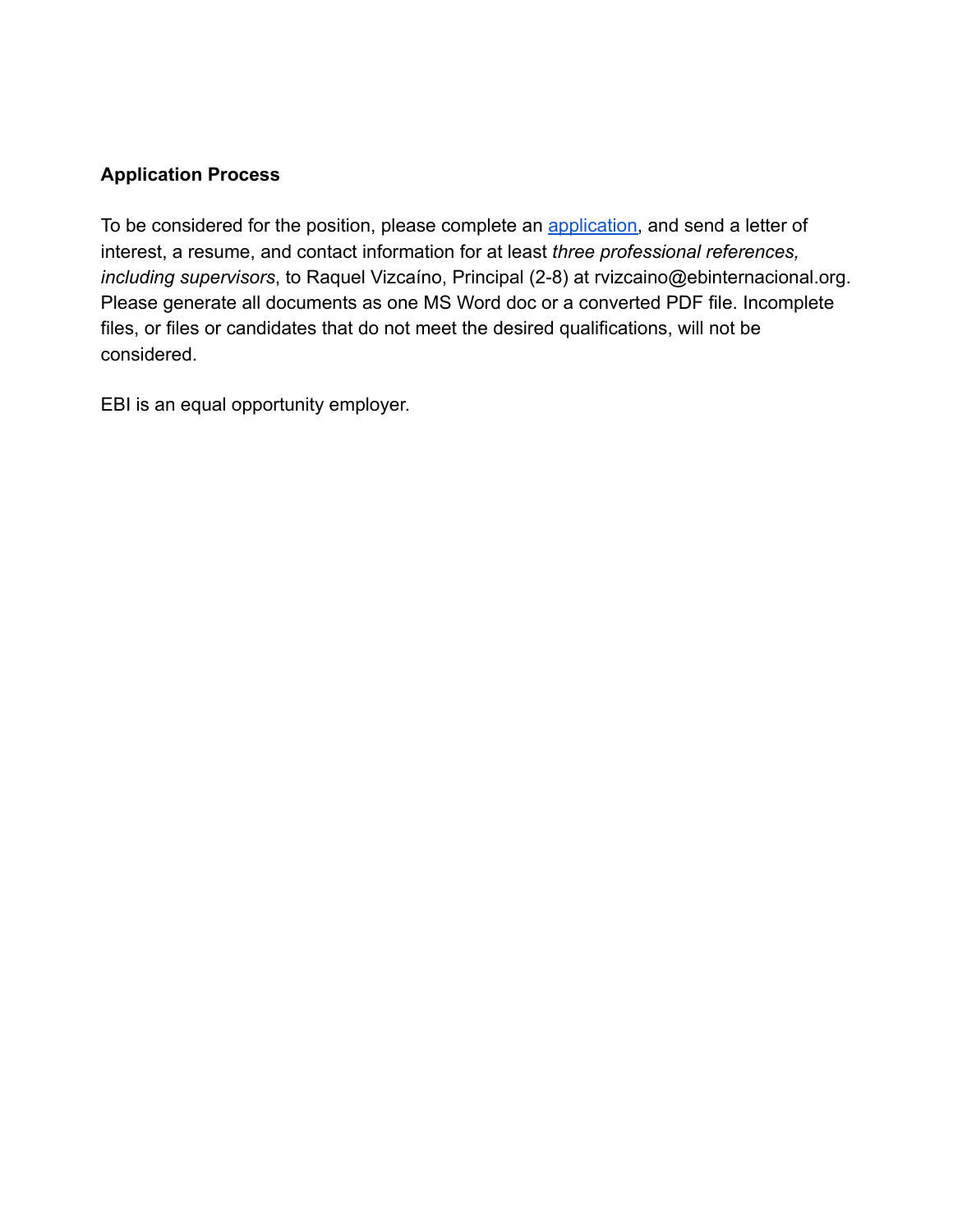**Application Process**

To be considered for the position, please complete an [application](), and send a letter of interest, a resume, and contact information for at least *three professional references, including supervisors*, to Raquel Vizcaíno, Principal (2-8) at rvizcaino@ebinternacional.org. Please generate all documents as one MS Word doc or a converted PDF file. Incomplete files, or files or candidates that do not meet the desired qualifications, will not be considered.

EBI is an equal opportunity employer.